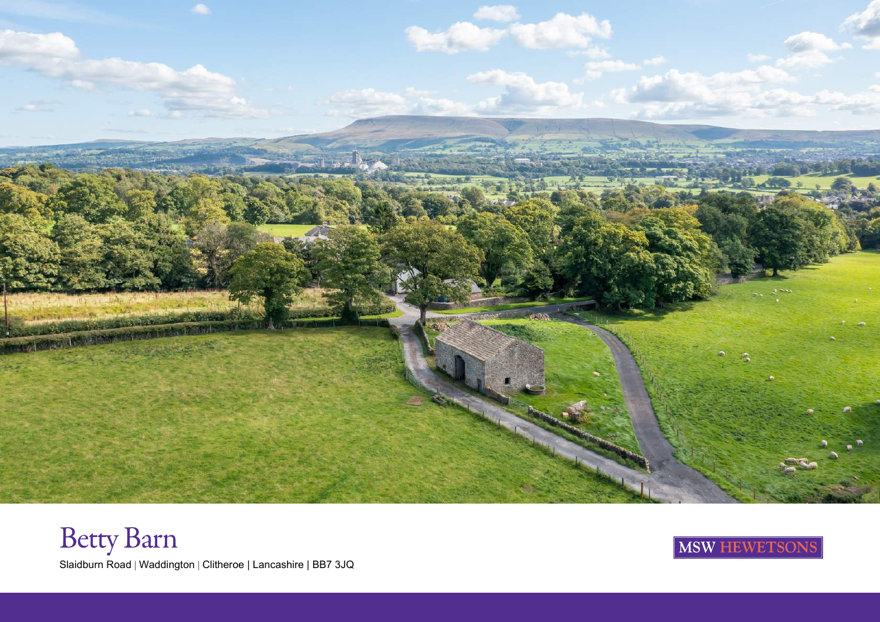# Betty Barn

Slaidburn Road | Waddington | Clitheroe | Lancashire | BB7 3JQ

MSW HEWETSONS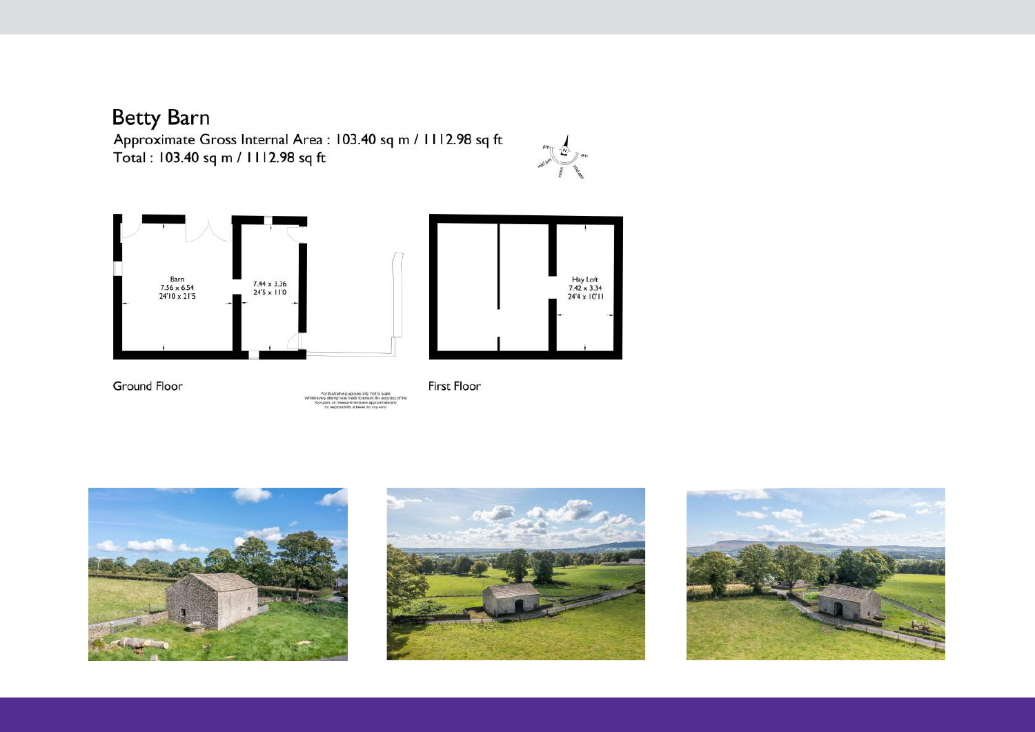# Betty Barn

Approximate Gross Internal Area : 103.40 sq m / 1112.98 sq ft

Total : 103.40 sq m / 1112.98 sq ft

Barn
7.56 x 6.54
24'10 x 21'5

7.44 x 3.36
24'5 x 11'0

Hay Loft
7.42 x 3.34
24'4 x 10'11

Ground Floor

First Floor

For illustrative purposes only. Not to scale
Whilst every attempt was made to ensure the accuracy of the floor plan, all measurements are approximate and no responsibility is taken for any error.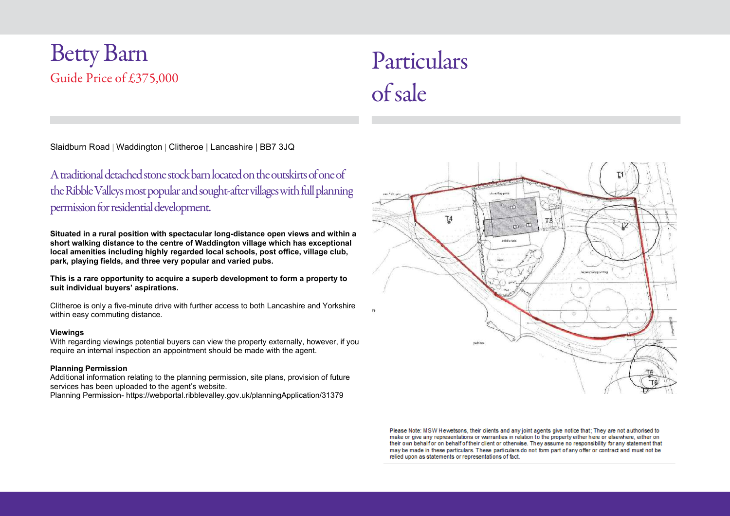# Betty Barn

Guide Price of £375,000

# Particulars of sale

Slaidburn Road | Waddington | Clitheroe | Lancashire | BB7 3JQ

## A traditional detached stone stock barn located on the outskirts of one of the Ribble Valleys most popular and sought-after villages with full planning permission for residential development.

**Situated in a rural position with spectacular long-distance open views and within a short walking distance to the centre of Waddington village which has exceptional local amenities including highly regarded local schools, post office, village club, park, playing fields, and three very popular and varied pubs.**

**This is a rare opportunity to acquire a superb development to form a property to suit individual buyers' aspirations.**

Clitheroe is only a five-minute drive with further access to both Lancashire and Yorkshire within easy commuting distance.

**Viewings**

With regarding viewings potential buyers can view the property externally, however, if you require an internal inspection an appointment should be made with the agent.

**Planning Permission**

Additional information relating to the planning permission, site plans, provision of future services has been uploaded to the agent's website.

Planning Permission- https://webportal.ribblevalley.gov.uk/planningApplication/31379

Please Note: MSW Hewetsons, their clients and any joint agents give notice that; They are not authorised to make or give any representations or warranties in relation to the property either here or elsewhere, either on their own behalf or on behalf of their client or otherwise. They assume no responsibility for any statement that may be made in these particulars. These particulars do not form part of any offer or contract and must not be relied upon as statements or representations of fact.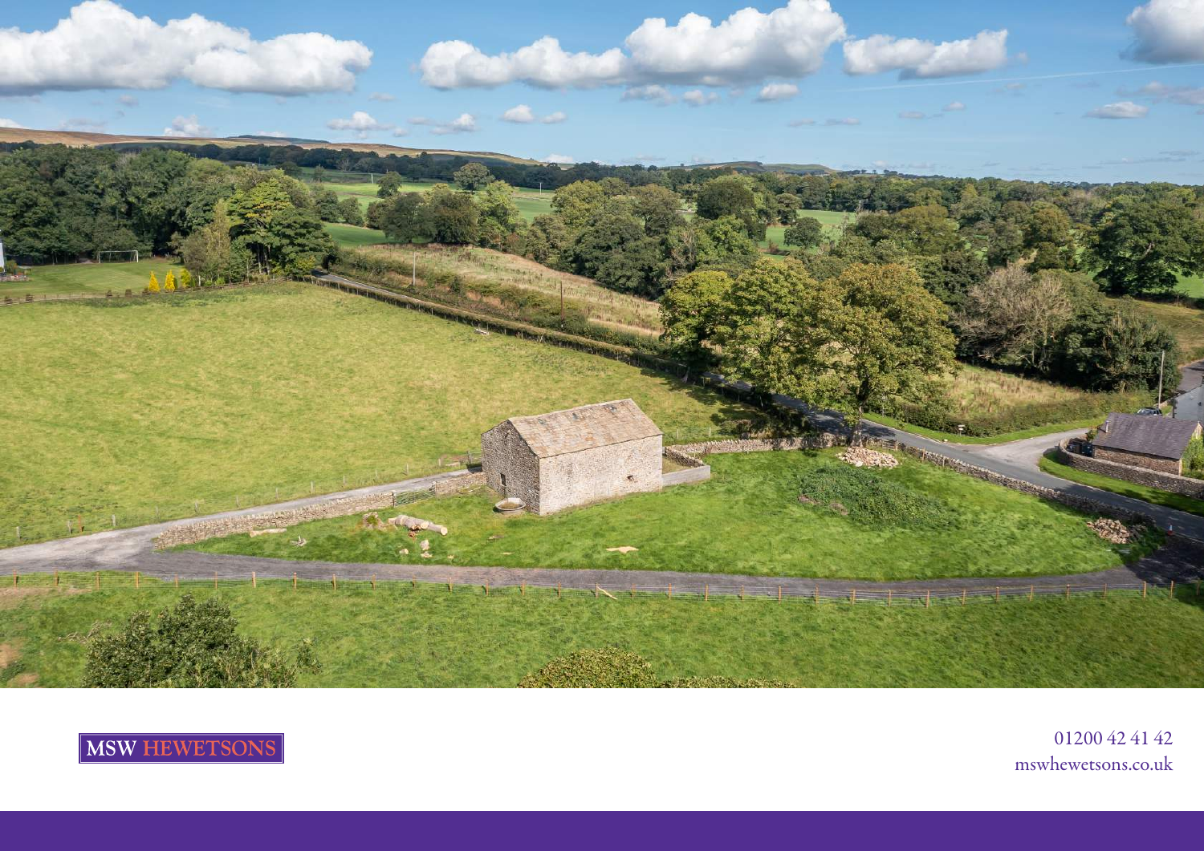MSW HEWETSONS

01200 42 41 42
mswhewetsons.co.uk